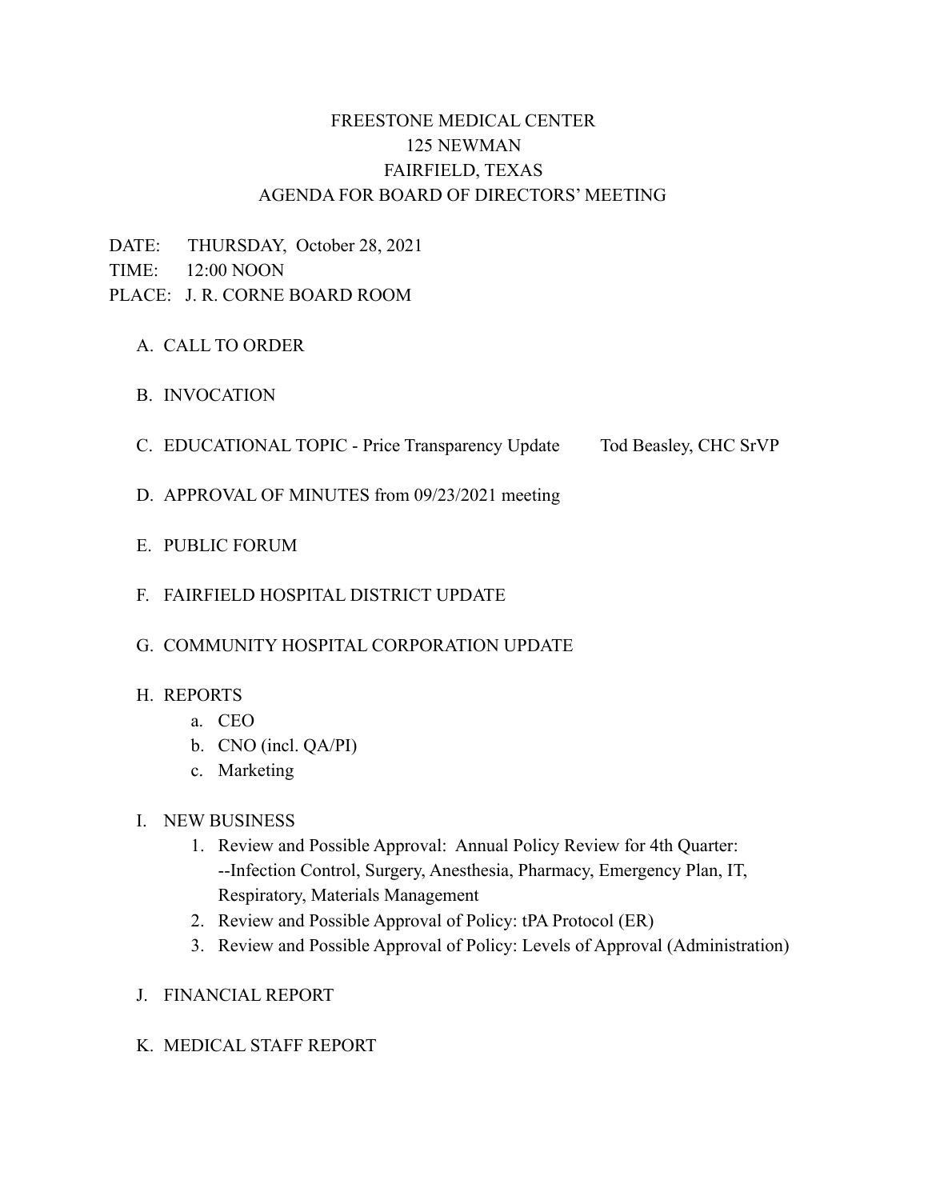# FREESTONE MEDICAL CENTER
## 125 NEWMAN
## FAIRFIELD, TEXAS
## AGENDA FOR BOARD OF DIRECTORS' MEETING

DATE: THURSDAY, October 28, 2021
TIME: 12:00 NOON
PLACE: J. R. CORNE BOARD ROOM

A. CALL TO ORDER

B. INVOCATION

C. EDUCATIONAL TOPIC - Price Transparency Update — Tod Beasley, CHC SrVP

D. APPROVAL OF MINUTES from 09/23/2021 meeting

E. PUBLIC FORUM

F. FAIRFIELD HOSPITAL DISTRICT UPDATE

G. COMMUNITY HOSPITAL CORPORATION UPDATE

H. REPORTS
   a. CEO
   b. CNO (incl. QA/PI)
   c. Marketing

I. NEW BUSINESS
   1. Review and Possible Approval: Annual Policy Review for 4th Quarter: --Infection Control, Surgery, Anesthesia, Pharmacy, Emergency Plan, IT, Respiratory, Materials Management
   2. Review and Possible Approval of Policy: tPA Protocol (ER)
   3. Review and Possible Approval of Policy: Levels of Approval (Administration)

J. FINANCIAL REPORT

K. MEDICAL STAFF REPORT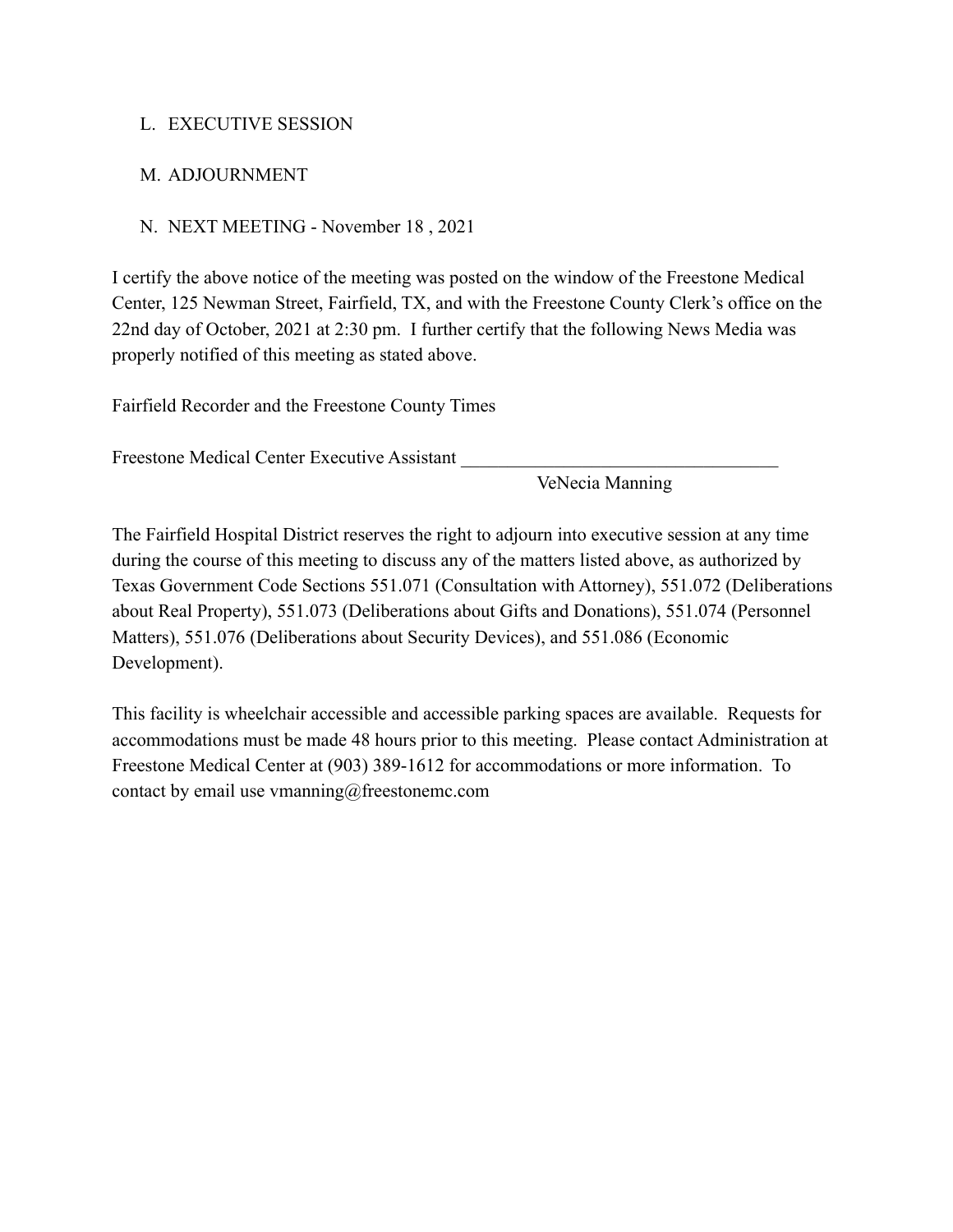L. EXECUTIVE SESSION

M. ADJOURNMENT

N. NEXT MEETING - November 18 , 2021

I certify the above notice of the meeting was posted on the window of the Freestone Medical Center, 125 Newman Street, Fairfield, TX, and with the Freestone County Clerk's office on the 22nd day of October, 2021 at 2:30 pm. I further certify that the following News Media was properly notified of this meeting as stated above.

Fairfield Recorder and the Freestone County Times

Freestone Medical Center Executive Assistant ___________________________________

VeNecia Manning

The Fairfield Hospital District reserves the right to adjourn into executive session at any time during the course of this meeting to discuss any of the matters listed above, as authorized by Texas Government Code Sections 551.071 (Consultation with Attorney), 551.072 (Deliberations about Real Property), 551.073 (Deliberations about Gifts and Donations), 551.074 (Personnel Matters), 551.076 (Deliberations about Security Devices), and 551.086 (Economic Development).

This facility is wheelchair accessible and accessible parking spaces are available. Requests for accommodations must be made 48 hours prior to this meeting. Please contact Administration at Freestone Medical Center at (903) 389-1612 for accommodations or more information. To contact by email use vmanning@freestonemc.com